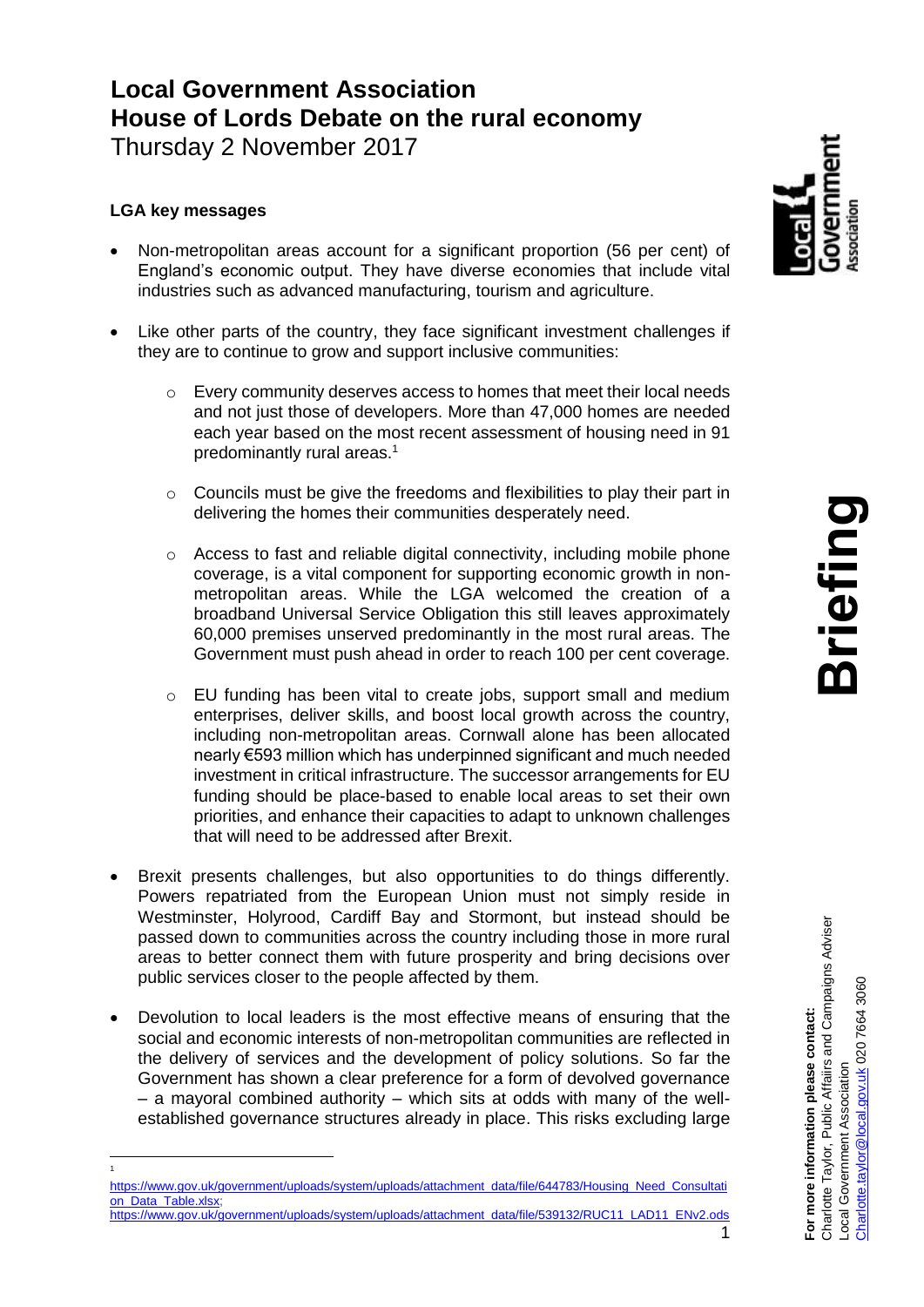# Local Government Association
# House of Lords Debate on the rural economy

Thursday 2 November 2017

**LGA key messages**

- Non-metropolitan areas account for a significant proportion (56 per cent) of England's economic output. They have diverse economies that include vital industries such as advanced manufacturing, tourism and agriculture.
- Like other parts of the country, they face significant investment challenges if they are to continue to grow and support inclusive communities:
  - Every community deserves access to homes that meet their local needs and not just those of developers. More than 47,000 homes are needed each year based on the most recent assessment of housing need in 91 predominantly rural areas.[1]
  - Councils must be give the freedoms and flexibilities to play their part in delivering the homes their communities desperately need.
  - Access to fast and reliable digital connectivity, including mobile phone coverage, is a vital component for supporting economic growth in non-metropolitan areas. While the LGA welcomed the creation of a broadband Universal Service Obligation this still leaves approximately 60,000 premises unserved predominantly in the most rural areas. The Government must push ahead in order to reach 100 per cent coverage.
  - EU funding has been vital to create jobs, support small and medium enterprises, deliver skills, and boost local growth across the country, including non-metropolitan areas. Cornwall alone has been allocated nearly €593 million which has underpinned significant and much needed investment in critical infrastructure. The successor arrangements for EU funding should be place-based to enable local areas to set their own priorities, and enhance their capacities to adapt to unknown challenges that will need to be addressed after Brexit.
- Brexit presents challenges, but also opportunities to do things differently. Powers repatriated from the European Union must not simply reside in Westminster, Holyrood, Cardiff Bay and Stormont, but instead should be passed down to communities across the country including those in more rural areas to better connect them with future prosperity and bring decisions over public services closer to the people affected by them.
- Devolution to local leaders is the most effective means of ensuring that the social and economic interests of non-metropolitan communities are reflected in the delivery of services and the development of policy solutions. So far the Government has shown a clear preference for a form of devolved governance – a mayoral combined authority – which sits at odds with many of the well-established governance structures already in place. This risks excluding large

**For more information please contact:**
Charlotte Taylor, Public Affairs and Campaigns Adviser
Local Government Association
Charlotte.taylor@local.gov.uk 020 7664 3060

[1] https://www.gov.uk/government/uploads/system/uploads/attachment_data/file/644783/Housing_Need_Consultation_Data_Table.xlsx; https://www.gov.uk/government/uploads/system/uploads/attachment_data/file/539132/RUC11_LAD11_ENv2.ods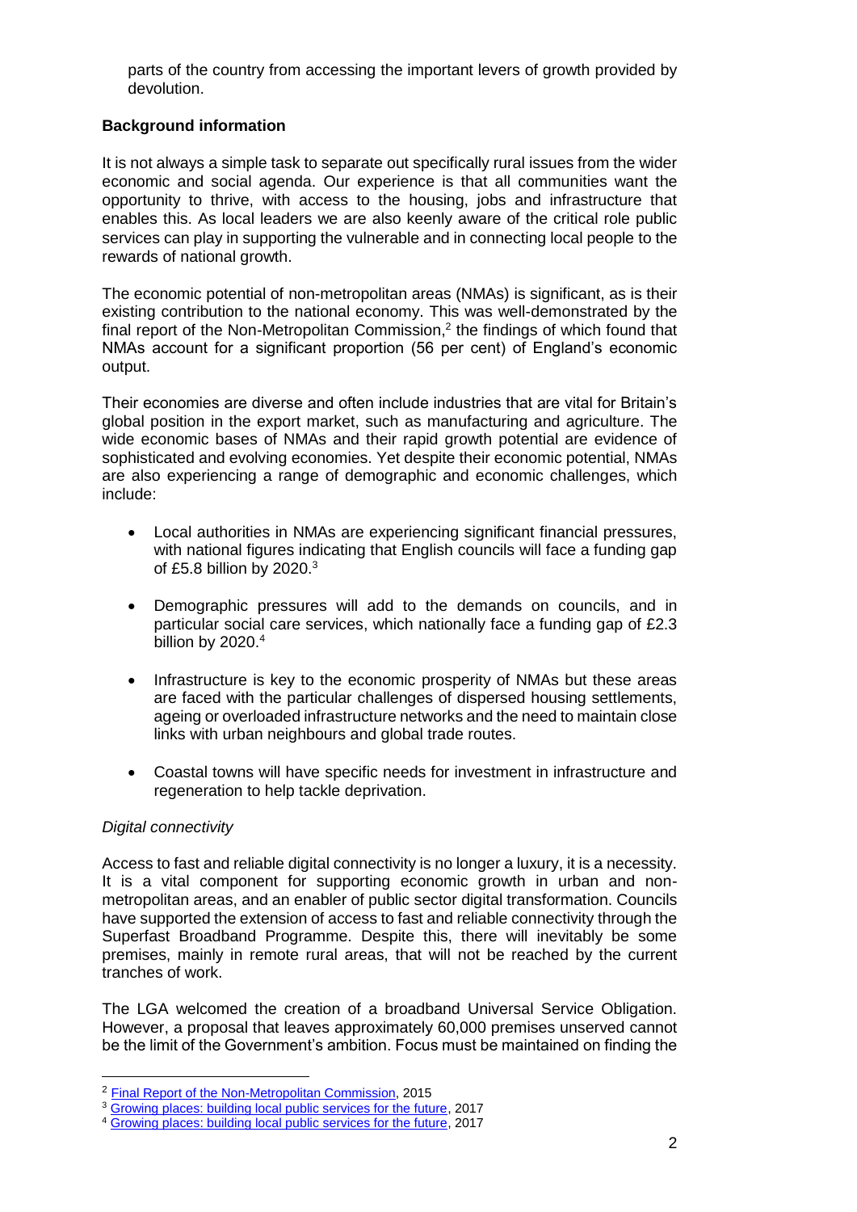parts of the country from accessing the important levers of growth provided by devolution.

**Background information**

It is not always a simple task to separate out specifically rural issues from the wider economic and social agenda. Our experience is that all communities want the opportunity to thrive, with access to the housing, jobs and infrastructure that enables this. As local leaders we are also keenly aware of the critical role public services can play in supporting the vulnerable and in connecting local people to the rewards of national growth.

The economic potential of non-metropolitan areas (NMAs) is significant, as is their existing contribution to the national economy. This was well-demonstrated by the final report of the Non-Metropolitan Commission,[2] the findings of which found that NMAs account for a significant proportion (56 per cent) of England's economic output.

Their economies are diverse and often include industries that are vital for Britain's global position in the export market, such as manufacturing and agriculture. The wide economic bases of NMAs and their rapid growth potential are evidence of sophisticated and evolving economies. Yet despite their economic potential, NMAs are also experiencing a range of demographic and economic challenges, which include:

- Local authorities in NMAs are experiencing significant financial pressures, with national figures indicating that English councils will face a funding gap of £5.8 billion by 2020.[3]
- Demographic pressures will add to the demands on councils, and in particular social care services, which nationally face a funding gap of £2.3 billion by 2020.[4]
- Infrastructure is key to the economic prosperity of NMAs but these areas are faced with the particular challenges of dispersed housing settlements, ageing or overloaded infrastructure networks and the need to maintain close links with urban neighbours and global trade routes.
- Coastal towns will have specific needs for investment in infrastructure and regeneration to help tackle deprivation.

*Digital connectivity*

Access to fast and reliable digital connectivity is no longer a luxury, it is a necessity. It is a vital component for supporting economic growth in urban and non-metropolitan areas, and an enabler of public sector digital transformation. Councils have supported the extension of access to fast and reliable connectivity through the Superfast Broadband Programme. Despite this, there will inevitably be some premises, mainly in remote rural areas, that will not be reached by the current tranches of work.

The LGA welcomed the creation of a broadband Universal Service Obligation. However, a proposal that leaves approximately 60,000 premises unserved cannot be the limit of the Government's ambition. Focus must be maintained on finding the

[2] Final Report of the Non-Metropolitan Commission, 2015
[3] Growing places: building local public services for the future, 2017
[4] Growing places: building local public services for the future, 2017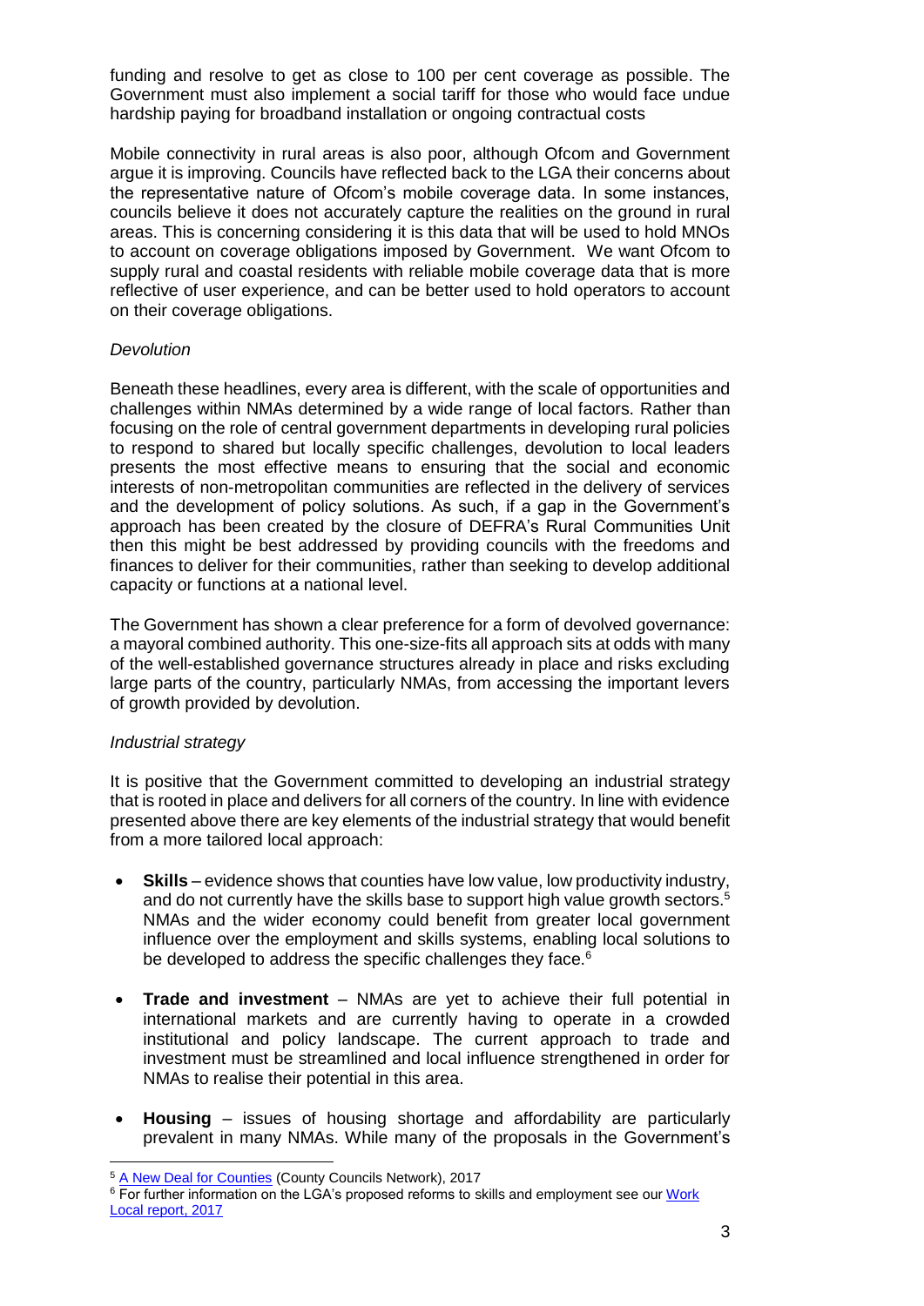funding and resolve to get as close to 100 per cent coverage as possible. The Government must also implement a social tariff for those who would face undue hardship paying for broadband installation or ongoing contractual costs

Mobile connectivity in rural areas is also poor, although Ofcom and Government argue it is improving. Councils have reflected back to the LGA their concerns about the representative nature of Ofcom's mobile coverage data. In some instances, councils believe it does not accurately capture the realities on the ground in rural areas. This is concerning considering it is this data that will be used to hold MNOs to account on coverage obligations imposed by Government. We want Ofcom to supply rural and coastal residents with reliable mobile coverage data that is more reflective of user experience, and can be better used to hold operators to account on their coverage obligations.

*Devolution*

Beneath these headlines, every area is different, with the scale of opportunities and challenges within NMAs determined by a wide range of local factors. Rather than focusing on the role of central government departments in developing rural policies to respond to shared but locally specific challenges, devolution to local leaders presents the most effective means to ensuring that the social and economic interests of non-metropolitan communities are reflected in the delivery of services and the development of policy solutions. As such, if a gap in the Government's approach has been created by the closure of DEFRA's Rural Communities Unit then this might be best addressed by providing councils with the freedoms and finances to deliver for their communities, rather than seeking to develop additional capacity or functions at a national level.

The Government has shown a clear preference for a form of devolved governance: a mayoral combined authority. This one-size-fits all approach sits at odds with many of the well-established governance structures already in place and risks excluding large parts of the country, particularly NMAs, from accessing the important levers of growth provided by devolution.

*Industrial strategy*

It is positive that the Government committed to developing an industrial strategy that is rooted in place and delivers for all corners of the country. In line with evidence presented above there are key elements of the industrial strategy that would benefit from a more tailored local approach:

- **Skills** – evidence shows that counties have low value, low productivity industry, and do not currently have the skills base to support high value growth sectors.[5] NMAs and the wider economy could benefit from greater local government influence over the employment and skills systems, enabling local solutions to be developed to address the specific challenges they face.[6]

- **Trade and investment** – NMAs are yet to achieve their full potential in international markets and are currently having to operate in a crowded institutional and policy landscape. The current approach to trade and investment must be streamlined and local influence strengthened in order for NMAs to realise their potential in this area.

- **Housing** – issues of housing shortage and affordability are particularly prevalent in many NMAs. While many of the proposals in the Government's

[5] A New Deal for Counties (County Councils Network), 2017

[6] For further information on the LGA's proposed reforms to skills and employment see our Work Local report, 2017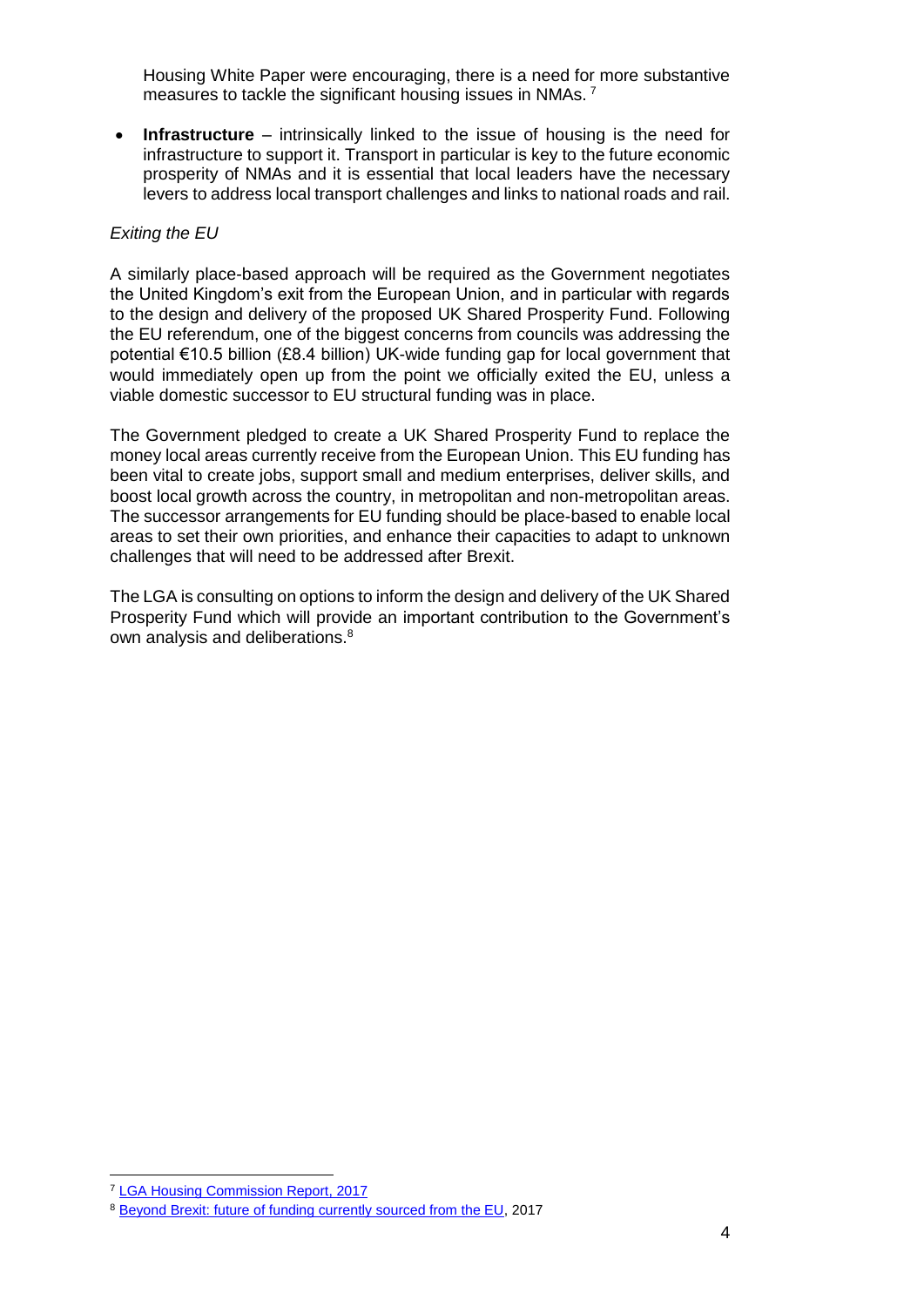Housing White Paper were encouraging, there is a need for more substantive measures to tackle the significant housing issues in NMAs. [7]

- **Infrastructure** – intrinsically linked to the issue of housing is the need for infrastructure to support it. Transport in particular is key to the future economic prosperity of NMAs and it is essential that local leaders have the necessary levers to address local transport challenges and links to national roads and rail.

*Exiting the EU*

A similarly place-based approach will be required as the Government negotiates the United Kingdom's exit from the European Union, and in particular with regards to the design and delivery of the proposed UK Shared Prosperity Fund. Following the EU referendum, one of the biggest concerns from councils was addressing the potential €10.5 billion (£8.4 billion) UK-wide funding gap for local government that would immediately open up from the point we officially exited the EU, unless a viable domestic successor to EU structural funding was in place.

The Government pledged to create a UK Shared Prosperity Fund to replace the money local areas currently receive from the European Union. This EU funding has been vital to create jobs, support small and medium enterprises, deliver skills, and boost local growth across the country, in metropolitan and non-metropolitan areas. The successor arrangements for EU funding should be place-based to enable local areas to set their own priorities, and enhance their capacities to adapt to unknown challenges that will need to be addressed after Brexit.

The LGA is consulting on options to inform the design and delivery of the UK Shared Prosperity Fund which will provide an important contribution to the Government's own analysis and deliberations.[8]

---

[7] LGA Housing Commission Report, 2017

[8] Beyond Brexit: future of funding currently sourced from the EU, 2017